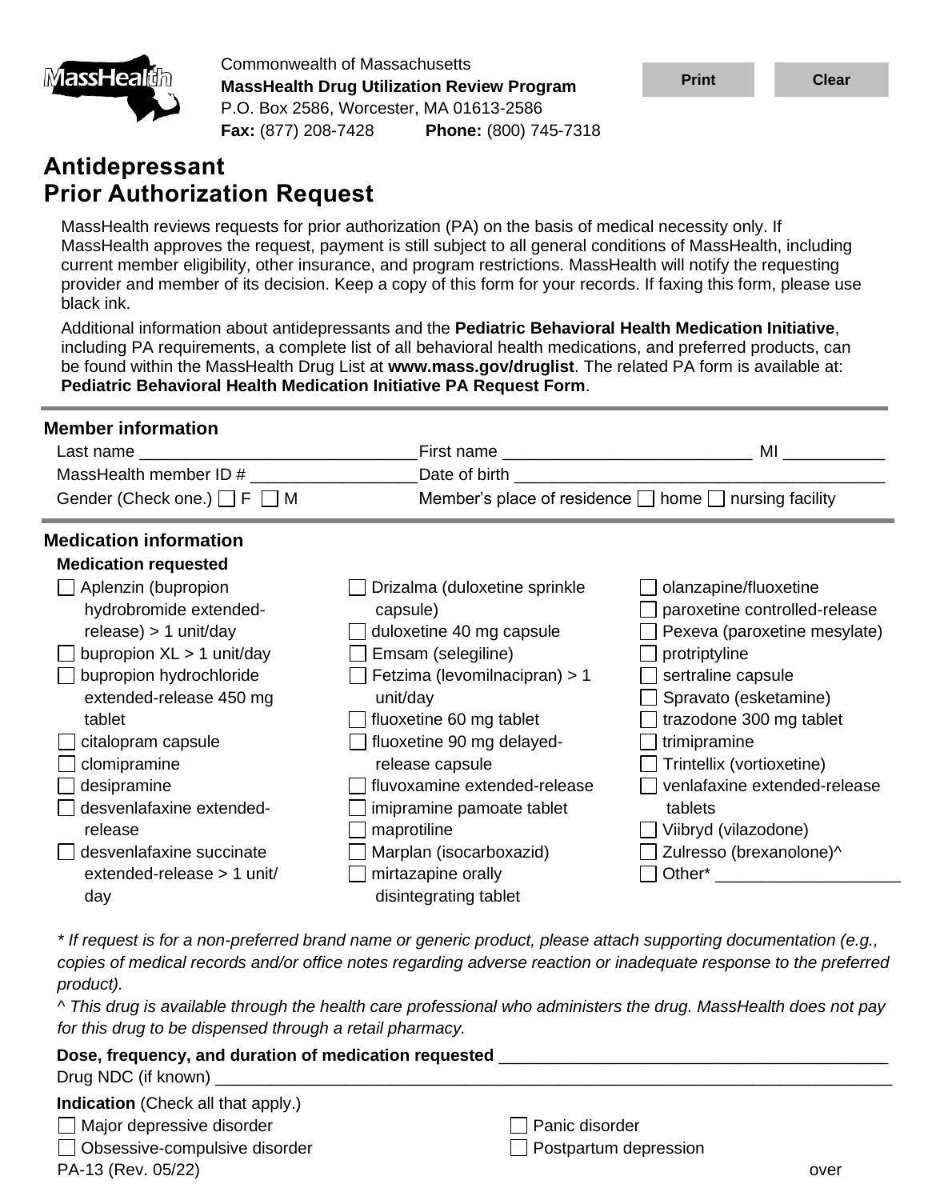Commonwealth of Massachusetts
**MassHealth Drug Utilization Review Program**
P.O. Box 2586, Worcester, MA 01613-2586
**Fax:** (877) 208-7428 **Phone:** (800) 745-7318

# Antidepressant Prior Authorization Request

MassHealth reviews requests for prior authorization (PA) on the basis of medical necessity only. If MassHealth approves the request, payment is still subject to all general conditions of MassHealth, including current member eligibility, other insurance, and program restrictions. MassHealth will notify the requesting provider and member of its decision. Keep a copy of this form for your records. If faxing this form, please use black ink.

Additional information about antidepressants and the **Pediatric Behavioral Health Medication Initiative**, including PA requirements, a complete list of all behavioral health medications, and preferred products, can be found within the MassHealth Drug List at **www.mass.gov/druglist**. The related PA form is available at: **Pediatric Behavioral Health Medication Initiative PA Request Form**.

## Member information

Last name ____________________ First name ____________________ MI ________

MassHealth member ID # ____________________ Date of birth ____________________

Gender (Check one.) ☐ F ☐ M Member's place of residence ☐ home ☐ nursing facility

## Medication information

**Medication requested**

- ☐ Aplenzin (bupropion hydrobromide extended-release) > 1 unit/day
- ☐ bupropion XL > 1 unit/day
- ☐ bupropion hydrochloride extended-release 450 mg tablet
- ☐ citalopram capsule
- ☐ clomipramine
- ☐ desipramine
- ☐ desvenlafaxine extended-release
- ☐ desvenlafaxine succinate extended-release > 1 unit/day
- ☐ Drizalma (duloxetine sprinkle capsule)
- ☐ duloxetine 40 mg capsule
- ☐ Emsam (selegiline)
- ☐ Fetzima (levomilnacipran) > 1 unit/day
- ☐ fluoxetine 60 mg tablet
- ☐ fluoxetine 90 mg delayed-release capsule
- ☐ fluvoxamine extended-release
- ☐ imipramine pamoate tablet
- ☐ maprotiline
- ☐ Marplan (isocarboxazid)
- ☐ mirtazapine orally disintegrating tablet
- ☐ olanzapine/fluoxetine
- ☐ paroxetine controlled-release
- ☐ Pexeva (paroxetine mesylate)
- ☐ protriptyline
- ☐ sertraline capsule
- ☐ Spravato (esketamine)
- ☐ trazodone 300 mg tablet
- ☐ trimipramine
- ☐ Trintellix (vortioxetine)
- ☐ venlafaxine extended-release tablets
- ☐ Viibryd (vilazodone)
- ☐ Zulresso (brexanolone)^
- ☐ Other* ____________________

*\* If request is for a non-preferred brand name or generic product, please attach supporting documentation (e.g., copies of medical records and/or office notes regarding adverse reaction or inadequate response to the preferred product).*

*^ This drug is available through the health care professional who administers the drug. MassHealth does not pay for this drug to be dispensed through a retail pharmacy.*

**Dose, frequency, and duration of medication requested** ____________________

Drug NDC (if known) ____________________

**Indication** (Check all that apply.)

- ☐ Major depressive disorder
- ☐ Obsessive-compulsive disorder
- ☐ Panic disorder
- ☐ Postpartum depression

PA-13 (Rev. 05/22) over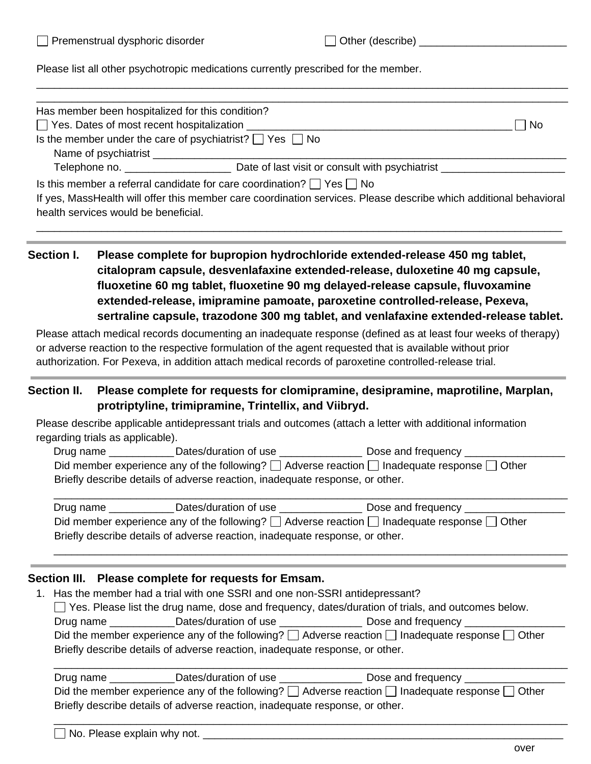☐ Premenstrual dysphoric disorder ☐ Other (describe) ________________________

Please list all other psychotropic medications currently prescribed for the member.

______________________________________________________________________________

______________________________________________________________________________

Has member been hospitalized for this condition?

☐ Yes. Dates of most recent hospitalization ______________________________________________ ☐ No

Is the member under the care of psychiatrist? ☐ Yes ☐ No

Name of psychiatrist ________________________________________________________________________

Telephone no. __________________ Date of last visit or consult with psychiatrist _____________________

Is this member a referral candidate for care coordination? ☐ Yes ☐ No

If yes, MassHealth will offer this member care coordination services. Please describe which additional behavioral health services would be beneficial.

______________________________________________________________________________

## Section I. Please complete for bupropion hydrochloride extended-release 450 mg tablet, citalopram capsule, desvenlafaxine extended-release, duloxetine 40 mg capsule, fluoxetine 60 mg tablet, fluoxetine 90 mg delayed-release capsule, fluvoxamine extended-release, imipramine pamoate, paroxetine controlled-release, Pexeva, sertraline capsule, trazodone 300 mg tablet, and venlafaxine extended-release tablet.

Please attach medical records documenting an inadequate response (defined as at least four weeks of therapy) or adverse reaction to the respective formulation of the agent requested that is available without prior authorization. For Pexeva, in addition attach medical records of paroxetine controlled-release trial.

## Section II. Please complete for requests for clomipramine, desipramine, maprotiline, Marplan, protriptyline, trimipramine, Trintellix, and Viibryd.

Please describe applicable antidepressant trials and outcomes (attach a letter with additional information regarding trials as applicable).

Drug name ___________ Dates/duration of use ______________ Dose and frequency _________________

Did member experience any of the following? ☐ Adverse reaction ☐ Inadequate response ☐ Other

Briefly describe details of adverse reaction, inadequate response, or other.

______________________________________________________________________________

Drug name ___________ Dates/duration of use ______________ Dose and frequency _________________

Did member experience any of the following? ☐ Adverse reaction ☐ Inadequate response ☐ Other

Briefly describe details of adverse reaction, inadequate response, or other.

______________________________________________________________________________

## Section III. Please complete for requests for Emsam.

1. Has the member had a trial with one SSRI and one non-SSRI antidepressant?

   ☐ Yes. Please list the drug name, dose and frequency, dates/duration of trials, and outcomes below.

   Drug name ___________ Dates/duration of use ______________ Dose and frequency _________________

   Did the member experience any of the following? ☐ Adverse reaction ☐ Inadequate response ☐ Other

   Briefly describe details of adverse reaction, inadequate response, or other.

   ______________________________________________________________________________

   Drug name ___________ Dates/duration of use ______________ Dose and frequency _________________

   Did the member experience any of the following? ☐ Adverse reaction ☐ Inadequate response ☐ Other

   Briefly describe details of adverse reaction, inadequate response, or other.

   ______________________________________________________________________________

   ☐ No. Please explain why not. ______________________________________________________________

over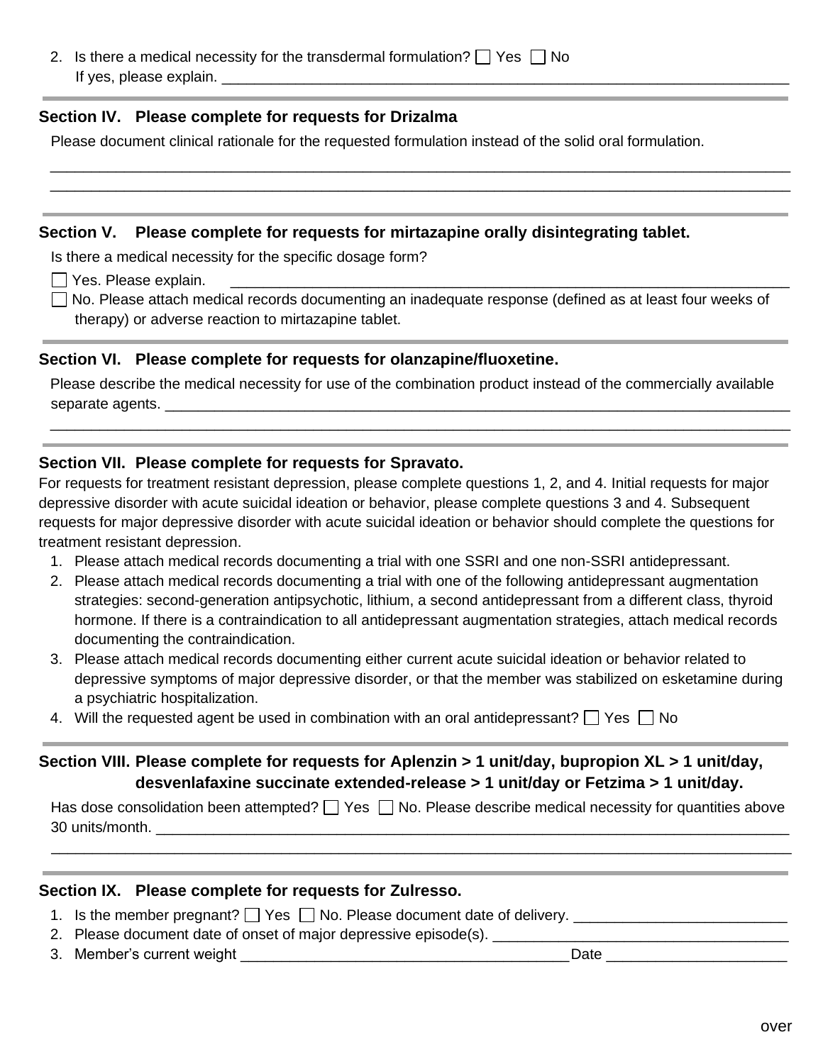2. Is there a medical necessity for the transdermal formulation? ☐ Yes ☐ No
   If yes, please explain. ___________________________________________________________

## Section IV. Please complete for requests for Drizalma

Please document clinical rationale for the requested formulation instead of the solid oral formulation.

___________________________________________________________________________________

___________________________________________________________________________________

## Section V. Please complete for requests for mirtazapine orally disintegrating tablet.

Is there a medical necessity for the specific dosage form?

☐ Yes. Please explain. ___________________________________________________________

☐ No. Please attach medical records documenting an inadequate response (defined as at least four weeks of therapy) or adverse reaction to mirtazapine tablet.

## Section VI. Please complete for requests for olanzapine/fluoxetine.

Please describe the medical necessity for use of the combination product instead of the commercially available separate agents. ___________________________________________________________________

___________________________________________________________________________________

## Section VII. Please complete for requests for Spravato.

For requests for treatment resistant depression, please complete questions 1, 2, and 4. Initial requests for major depressive disorder with acute suicidal ideation or behavior, please complete questions 3 and 4. Subsequent requests for major depressive disorder with acute suicidal ideation or behavior should complete the questions for treatment resistant depression.

1. Please attach medical records documenting a trial with one SSRI and one non-SSRI antidepressant.
2. Please attach medical records documenting a trial with one of the following antidepressant augmentation strategies: second-generation antipsychotic, lithium, a second antidepressant from a different class, thyroid hormone. If there is a contraindication to all antidepressant augmentation strategies, attach medical records documenting the contraindication.
3. Please attach medical records documenting either current acute suicidal ideation or behavior related to depressive symptoms of major depressive disorder, or that the member was stabilized on esketamine during a psychiatric hospitalization.
4. Will the requested agent be used in combination with an oral antidepressant? ☐ Yes ☐ No

## Section VIII. Please complete for requests for Aplenzin > 1 unit/day, bupropion XL > 1 unit/day, desvenlafaxine succinate extended-release > 1 unit/day or Fetzima > 1 unit/day.

Has dose consolidation been attempted? ☐ Yes ☐ No. Please describe medical necessity for quantities above 30 units/month. _____________________________________________________________________

___________________________________________________________________________________

## Section IX. Please complete for requests for Zulresso.

1. Is the member pregnant? ☐ Yes ☐ No. Please document date of delivery. _______________________
2. Please document date of onset of major depressive episode(s). ______________________________
3. Member's current weight ___________________________________ Date ____________________

over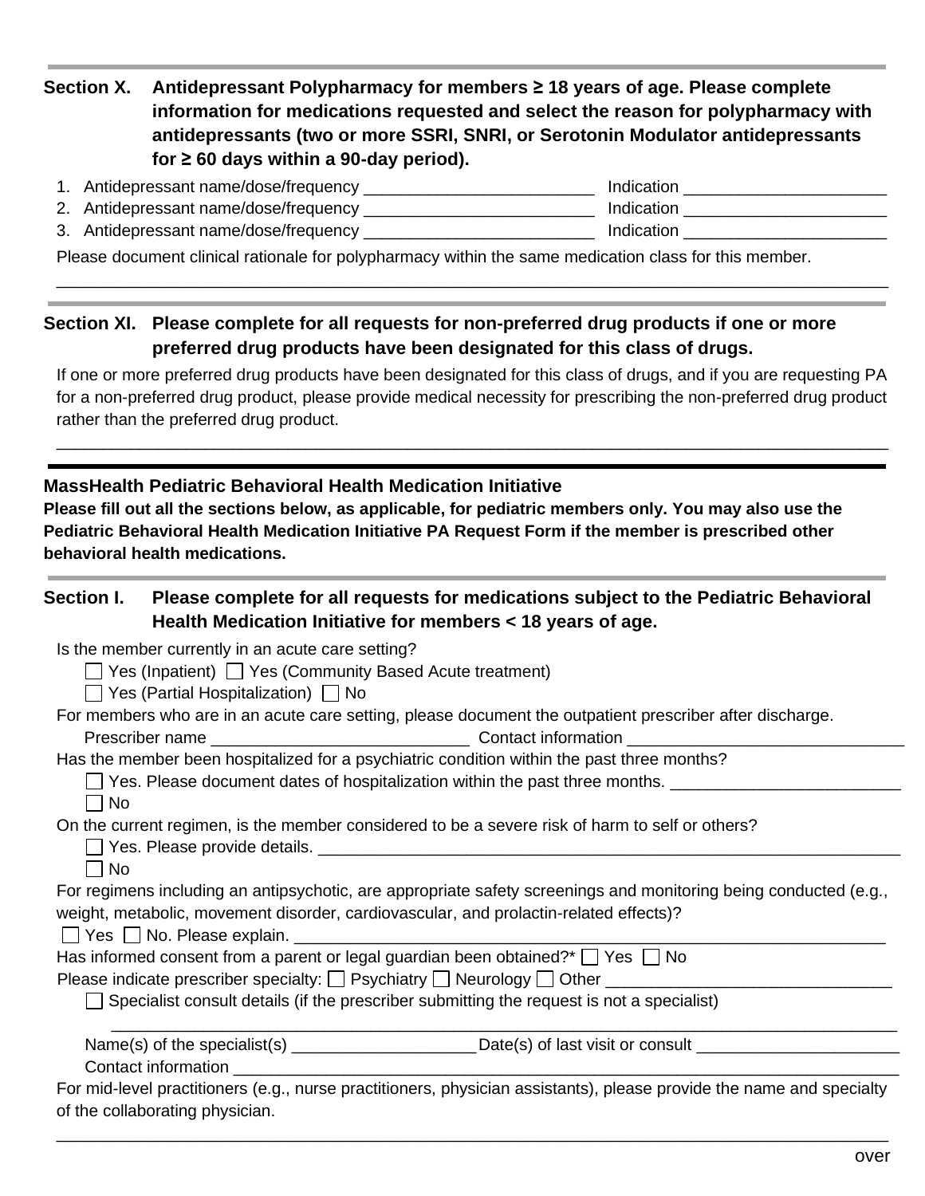**Section X. Antidepressant Polypharmacy for members ≥ 18 years of age. Please complete information for medications requested and select the reason for polypharmacy with antidepressants (two or more SSRI, SNRI, or Serotonin Modulator antidepressants for ≥ 60 days within a 90-day period).**

1. Antidepressant name/dose/frequency _________________________ Indication _____________________
2. Antidepressant name/dose/frequency _________________________ Indication _____________________
3. Antidepressant name/dose/frequency _________________________ Indication _____________________

Please document clinical rationale for polypharmacy within the same medication class for this member.

_____________________________________________________________________________________

**Section XI. Please complete for all requests for non-preferred drug products if one or more preferred drug products have been designated for this class of drugs.**

If one or more preferred drug products have been designated for this class of drugs, and if you are requesting PA for a non-preferred drug product, please provide medical necessity for prescribing the non-preferred drug product rather than the preferred drug product.

_____________________________________________________________________________________

**MassHealth Pediatric Behavioral Health Medication Initiative**

**Please fill out all the sections below, as applicable, for pediatric members only. You may also use the Pediatric Behavioral Health Medication Initiative PA Request Form if the member is prescribed other behavioral health medications.**

**Section I. Please complete for all requests for medications subject to the Pediatric Behavioral Health Medication Initiative for members < 18 years of age.**

Is the member currently in an acute care setting?

☐ Yes (Inpatient) ☐ Yes (Community Based Acute treatment)

☐ Yes (Partial Hospitalization) ☐ No

For members who are in an acute care setting, please document the outpatient prescriber after discharge.

Prescriber name ___________________________ Contact information _____________________________

Has the member been hospitalized for a psychiatric condition within the past three months?

☐ Yes. Please document dates of hospitalization within the past three months. ________________________

☐ No

On the current regimen, is the member considered to be a severe risk of harm to self or others?

☐ Yes. Please provide details. _______________________________________________________________

☐ No

For regimens including an antipsychotic, are appropriate safety screenings and monitoring being conducted (e.g., weight, metabolic, movement disorder, cardiovascular, and prolactin-related effects)?

☐ Yes ☐ No. Please explain. ______________________________________________________________

Has informed consent from a parent or legal guardian been obtained?* ☐ Yes ☐ No

Please indicate prescriber specialty: ☐ Psychiatry ☐ Neurology ☐ Other ______________________________

☐ Specialist consult details (if the prescriber submitting the request is not a specialist)

_____________________________________________________________________________________

Name(s) of the specialist(s) ___________________ Date(s) of last visit or consult _____________________

Contact information ___________________________________________________________________

For mid-level practitioners (e.g., nurse practitioners, physician assistants), please provide the name and specialty of the collaborating physician.

_____________________________________________________________________________________

over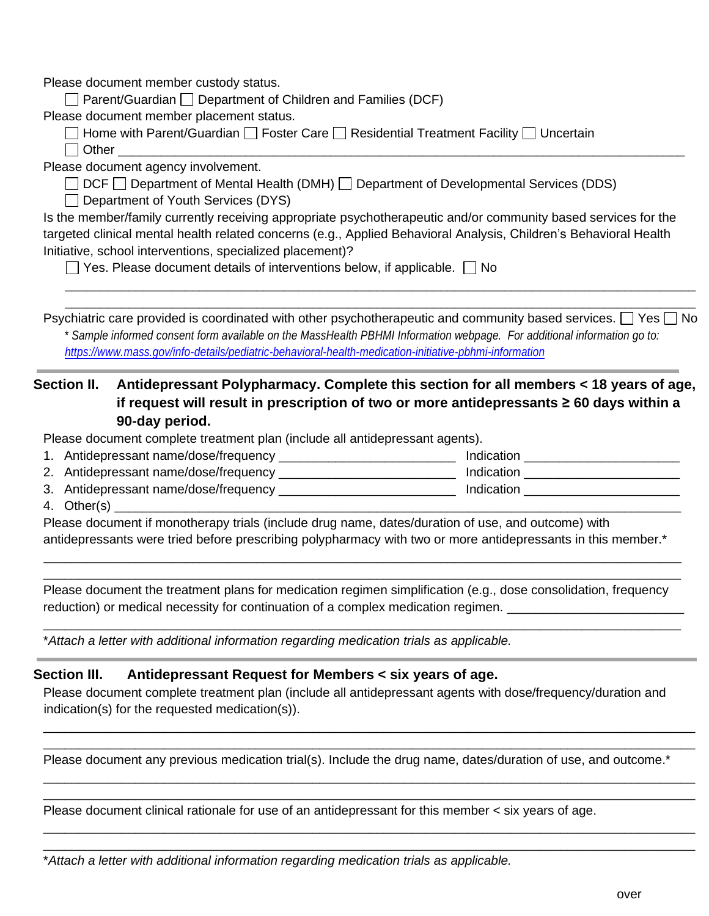Please document member custody status.

☐ Parent/Guardian ☐ Department of Children and Families (DCF)

Please document member placement status.

☐ Home with Parent/Guardian ☐ Foster Care ☐ Residential Treatment Facility ☐ Uncertain

☐ Other ______________________________________________________________________________

Please document agency involvement.

☐ DCF ☐ Department of Mental Health (DMH) ☐ Department of Developmental Services (DDS)

☐ Department of Youth Services (DYS)

Is the member/family currently receiving appropriate psychotherapeutic and/or community based services for the targeted clinical mental health related concerns (e.g., Applied Behavioral Analysis, Children's Behavioral Health Initiative, school interventions, specialized placement)?

☐ Yes. Please document details of interventions below, if applicable. ☐ No

______________________________________________________________________________

______________________________________________________________________________

Psychiatric care provided is coordinated with other psychotherapeutic and community based services. ☐ Yes ☐ No

*\* Sample informed consent form available on the MassHealth PBHMI Information webpage. For additional information go to: https://www.mass.gov/info-details/pediatric-behavioral-health-medication-initiative-pbhmi-information*

## Section II. Antidepressant Polypharmacy. Complete this section for all members < 18 years of age, if request will result in prescription of two or more antidepressants ≥ 60 days within a 90-day period.

Please document complete treatment plan (include all antidepressant agents).

1. Antidepressant name/dose/frequency ________________________ Indication ____________________
2. Antidepressant name/dose/frequency ________________________ Indication ____________________
3. Antidepressant name/dose/frequency ________________________ Indication ____________________
4. Other(s) ______________________________________________________________________________

Please document if monotherapy trials (include drug name, dates/duration of use, and outcome) with antidepressants were tried before prescribing polypharmacy with two or more antidepressants in this member.*

______________________________________________________________________________

______________________________________________________________________________

Please document the treatment plans for medication regimen simplification (e.g., dose consolidation, frequency reduction) or medical necessity for continuation of a complex medication regimen. ________________________

______________________________________________________________________________

*\*Attach a letter with additional information regarding medication trials as applicable.*

## Section III. Antidepressant Request for Members < six years of age.

Please document complete treatment plan (include all antidepressant agents with dose/frequency/duration and indication(s) for the requested medication(s)).

______________________________________________________________________________

______________________________________________________________________________

Please document any previous medication trial(s). Include the drug name, dates/duration of use, and outcome.*

______________________________________________________________________________

______________________________________________________________________________

Please document clinical rationale for use of an antidepressant for this member < six years of age.

______________________________________________________________________________

______________________________________________________________________________

*\*Attach a letter with additional information regarding medication trials as applicable.*

over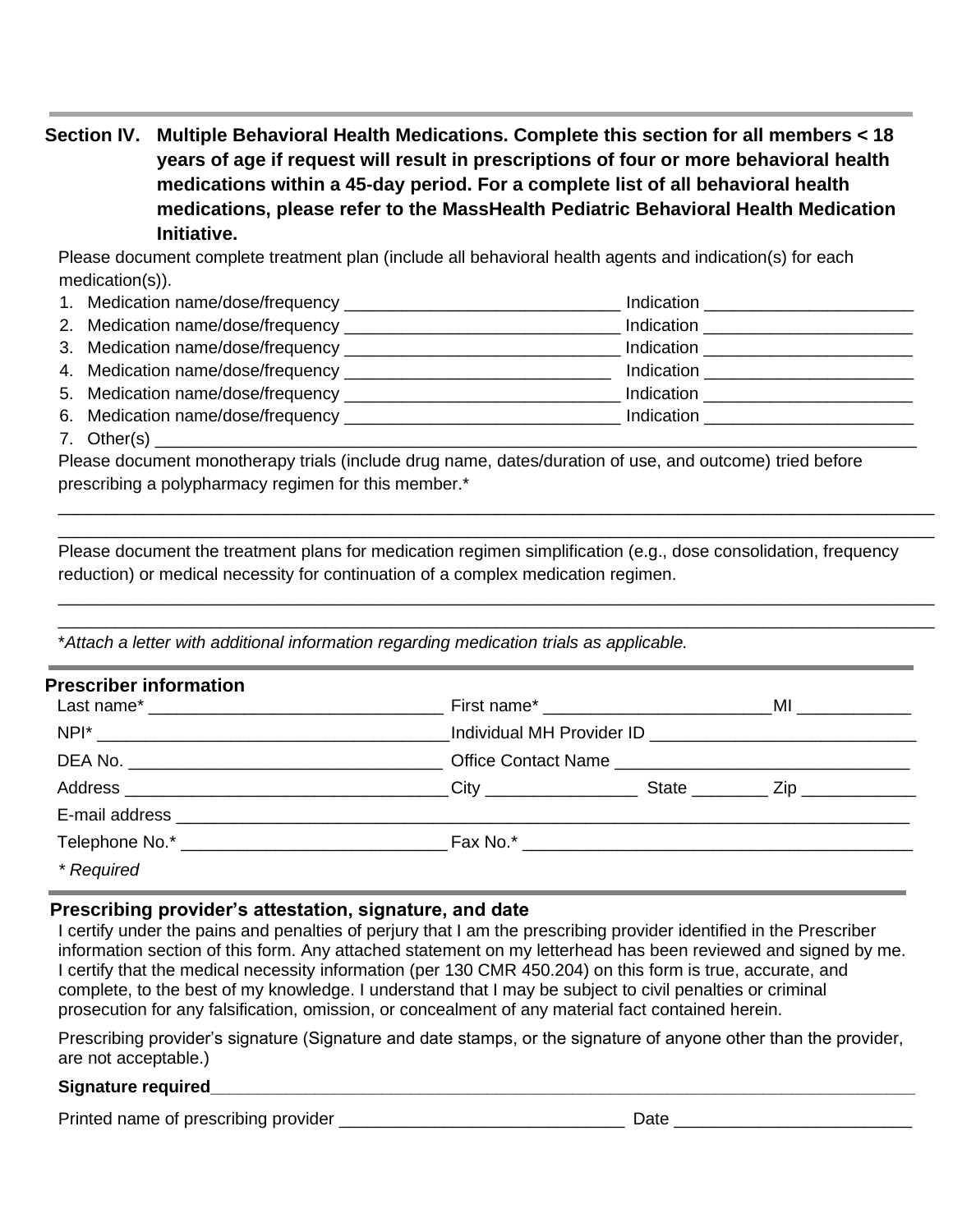## Section IV. Multiple Behavioral Health Medications. Complete this section for all members < 18 years of age if request will result in prescriptions of four or more behavioral health medications within a 45-day period. For a complete list of all behavioral health medications, please refer to the MassHealth Pediatric Behavioral Health Medication Initiative.

Please document complete treatment plan (include all behavioral health agents and indication(s) for each medication(s)).

1. Medication name/dose/frequency _____________________________ Indication ______________________
2. Medication name/dose/frequency _____________________________ Indication ______________________
3. Medication name/dose/frequency _____________________________ Indication ______________________
4. Medication name/dose/frequency ____________________________ Indication ______________________
5. Medication name/dose/frequency _____________________________ Indication ______________________
6. Medication name/dose/frequency _____________________________ Indication ______________________
7. Other(s) ________________________________________________________________________________

Please document monotherapy trials (include drug name, dates/duration of use, and outcome) tried before prescribing a polypharmacy regimen for this member.*

_______________________________________________________________________________________________

_______________________________________________________________________________________________

Please document the treatment plans for medication regimen simplification (e.g., dose consolidation, frequency reduction) or medical necessity for continuation of a complex medication regimen.

_______________________________________________________________________________________________

_______________________________________________________________________________________________

*\*Attach a letter with additional information regarding medication trials as applicable.*

### Prescriber information

Last name* _______________________________ First name* ________________________ MI ____________

NPI* ____________________________________ Individual MH Provider ID ____________________________

DEA No. _________________________________ Office Contact Name _______________________________

Address __________________________________ City ________________ State ________ Zip ____________

E-mail address ______________________________________________________________________________

Telephone No.* ____________________________ Fax No.* _________________________________________

*\* Required*

### Prescribing provider's attestation, signature, and date

I certify under the pains and penalties of perjury that I am the prescribing provider identified in the Prescriber information section of this form. Any attached statement on my letterhead has been reviewed and signed by me. I certify that the medical necessity information (per 130 CMR 450.204) on this form is true, accurate, and complete, to the best of my knowledge. I understand that I may be subject to civil penalties or criminal prosecution for any falsification, omission, or concealment of any material fact contained herein.

Prescribing provider's signature (Signature and date stamps, or the signature of anyone other than the provider, are not acceptable.)

**Signature required**_________________________________________________________________________

Printed name of prescribing provider ______________________________ Date _________________________